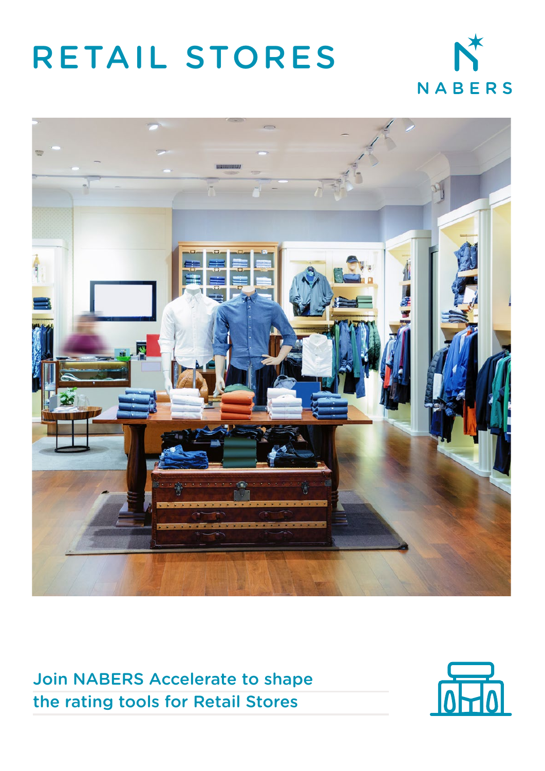# RETAIL STORES

NABERS

Join NABERS Accelerate to shape the rating tools for Retail Stores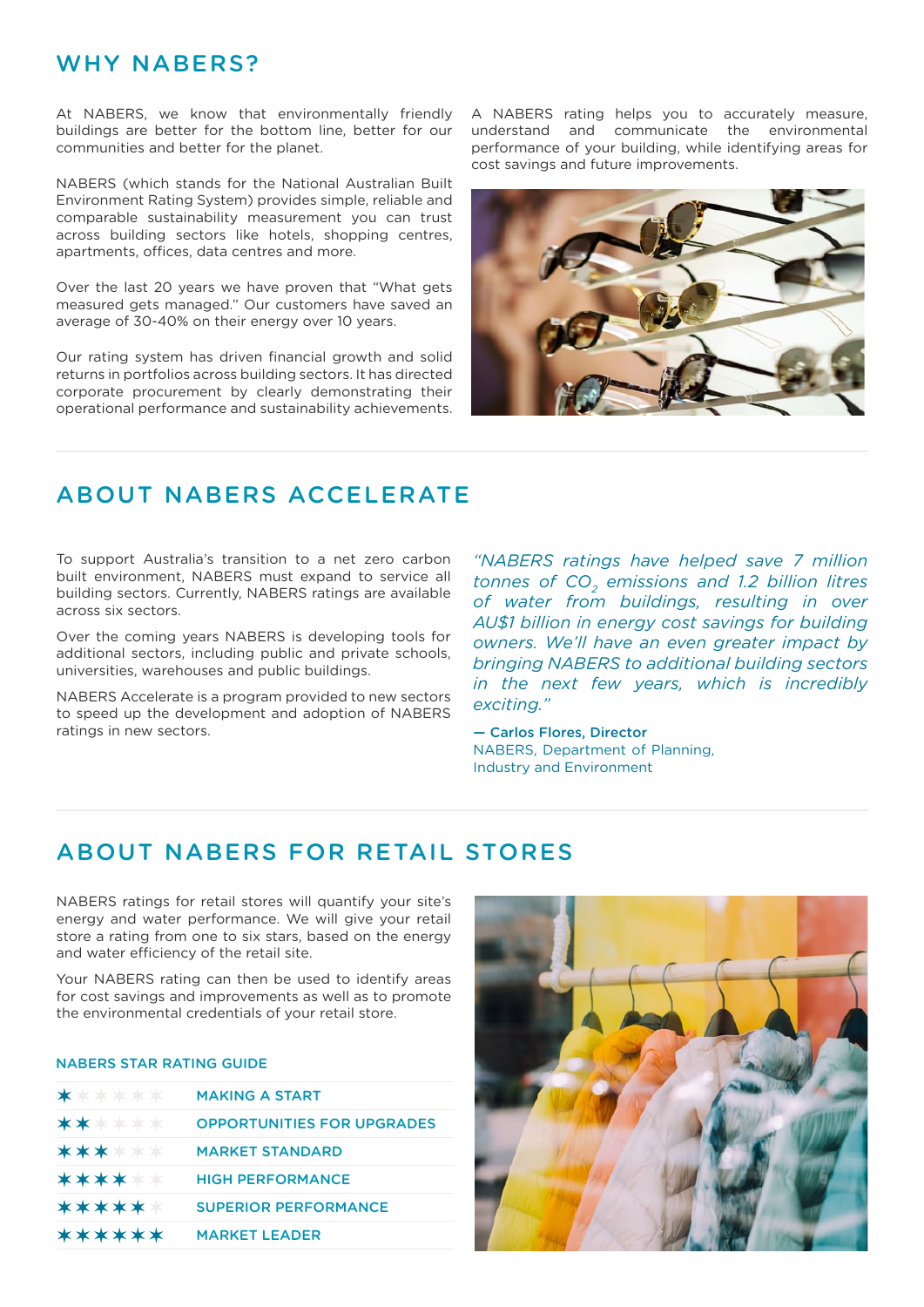## WHY NABERS?

At NABERS, we know that environmentally friendly buildings are better for the bottom line, better for our communities and better for the planet.

NABERS (which stands for the National Australian Built Environment Rating System) provides simple, reliable and comparable sustainability measurement you can trust across building sectors like hotels, shopping centres, apartments, offices, data centres and more.

Over the last 20 years we have proven that "What gets measured gets managed." Our customers have saved an average of 30-40% on their energy over 10 years.

Our rating system has driven financial growth and solid returns in portfolios across building sectors. It has directed corporate procurement by clearly demonstrating their operational performance and sustainability achievements.

A NABERS rating helps you to accurately measure, understand and communicate the environmental performance of your building, while identifying areas for cost savings and future improvements.

## ABOUT NABERS ACCELERATE

To support Australia's transition to a net zero carbon built environment, NABERS must expand to service all building sectors. Currently, NABERS ratings are available across six sectors.

Over the coming years NABERS is developing tools for additional sectors, including public and private schools, universities, warehouses and public buildings.

NABERS Accelerate is a program provided to new sectors to speed up the development and adoption of NABERS ratings in new sectors.

*"NABERS ratings have helped save 7 million tonnes of $CO_2$ emissions and 1.2 billion litres of water from buildings, resulting in over AU$1 billion in energy cost savings for building owners. We'll have an even greater impact by bringing NABERS to additional building sectors in the next few years, which is incredibly exciting."*

**— Carlos Flores, Director**
NABERS, Department of Planning, Industry and Environment

## ABOUT NABERS FOR RETAIL STORES

NABERS ratings for retail stores will quantify your site's energy and water performance. We will give your retail store a rating from one to six stars, based on the energy and water efficiency of the retail site.

Your NABERS rating can then be used to identify areas for cost savings and improvements as well as to promote the environmental credentials of your retail store.

### NABERS STAR RATING GUIDE

| Stars | Rating |
|---|---|
| 1 star | MAKING A START |
| 2 stars | OPPORTUNITIES FOR UPGRADES |
| 3 stars | MARKET STANDARD |
| 4 stars | HIGH PERFORMANCE |
| 5 stars | SUPERIOR PERFORMANCE |
| 6 stars | MARKET LEADER |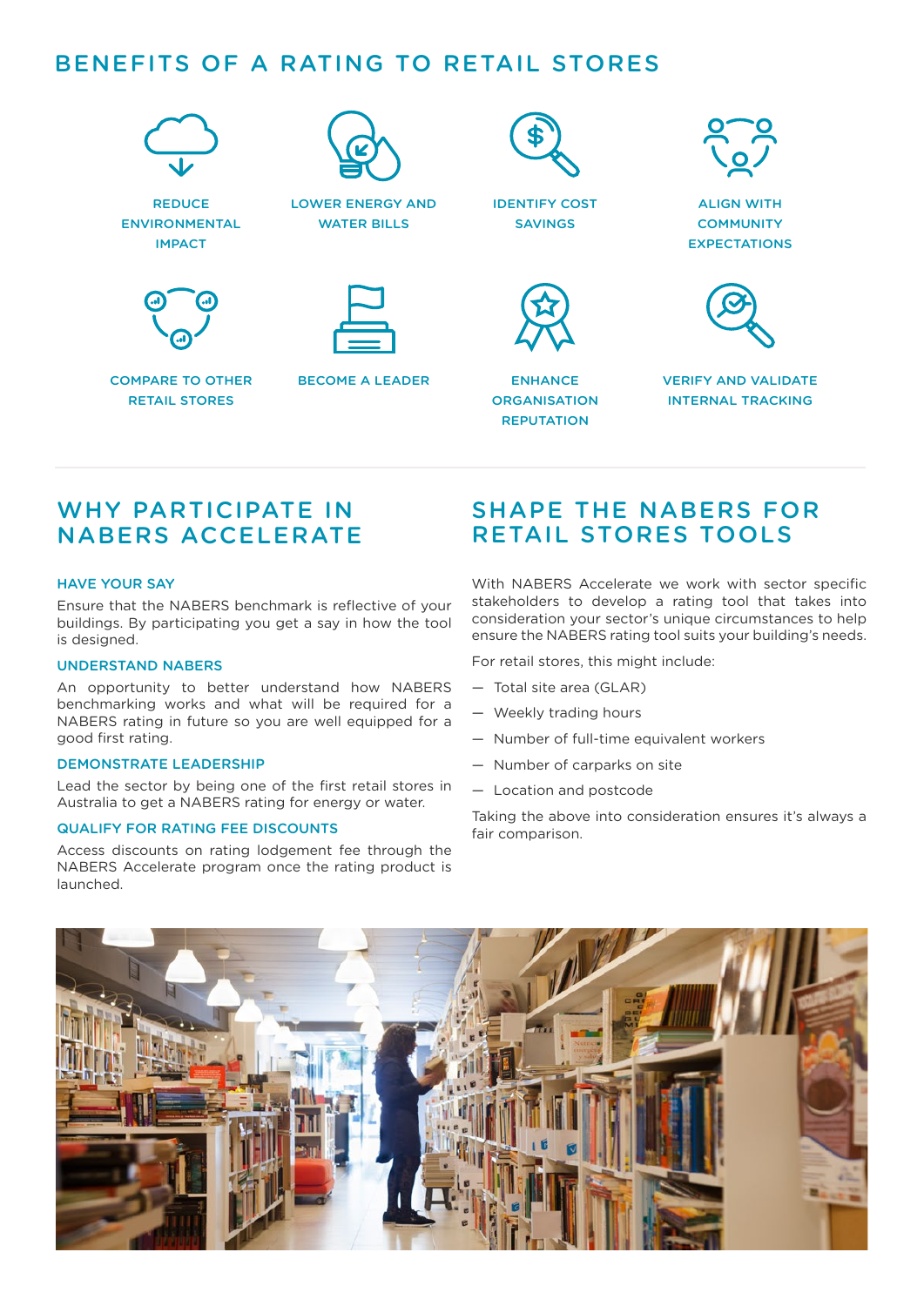## BENEFITS OF A RATING TO RETAIL STORES

- REDUCE ENVIRONMENTAL IMPACT
- LOWER ENERGY AND WATER BILLS
- IDENTIFY COST SAVINGS
- ALIGN WITH COMMUNITY EXPECTATIONS
- COMPARE TO OTHER RETAIL STORES
- BECOME A LEADER
- ENHANCE ORGANISATION REPUTATION
- VERIFY AND VALIDATE INTERNAL TRACKING

## WHY PARTICIPATE IN NABERS ACCELERATE

### HAVE YOUR SAY

Ensure that the NABERS benchmark is reflective of your buildings. By participating you get a say in how the tool is designed.

### UNDERSTAND NABERS

An opportunity to better understand how NABERS benchmarking works and what will be required for a NABERS rating in future so you are well equipped for a good first rating.

### DEMONSTRATE LEADERSHIP

Lead the sector by being one of the first retail stores in Australia to get a NABERS rating for energy or water.

### QUALIFY FOR RATING FEE DISCOUNTS

Access discounts on rating lodgement fee through the NABERS Accelerate program once the rating product is launched.

## SHAPE THE NABERS FOR RETAIL STORES TOOLS

With NABERS Accelerate we work with sector specific stakeholders to develop a rating tool that takes into consideration your sector's unique circumstances to help ensure the NABERS rating tool suits your building's needs.

For retail stores, this might include:

- Total site area (GLAR)
- Weekly trading hours
- Number of full-time equivalent workers
- Number of carparks on site
- Location and postcode

Taking the above into consideration ensures it's always a fair comparison.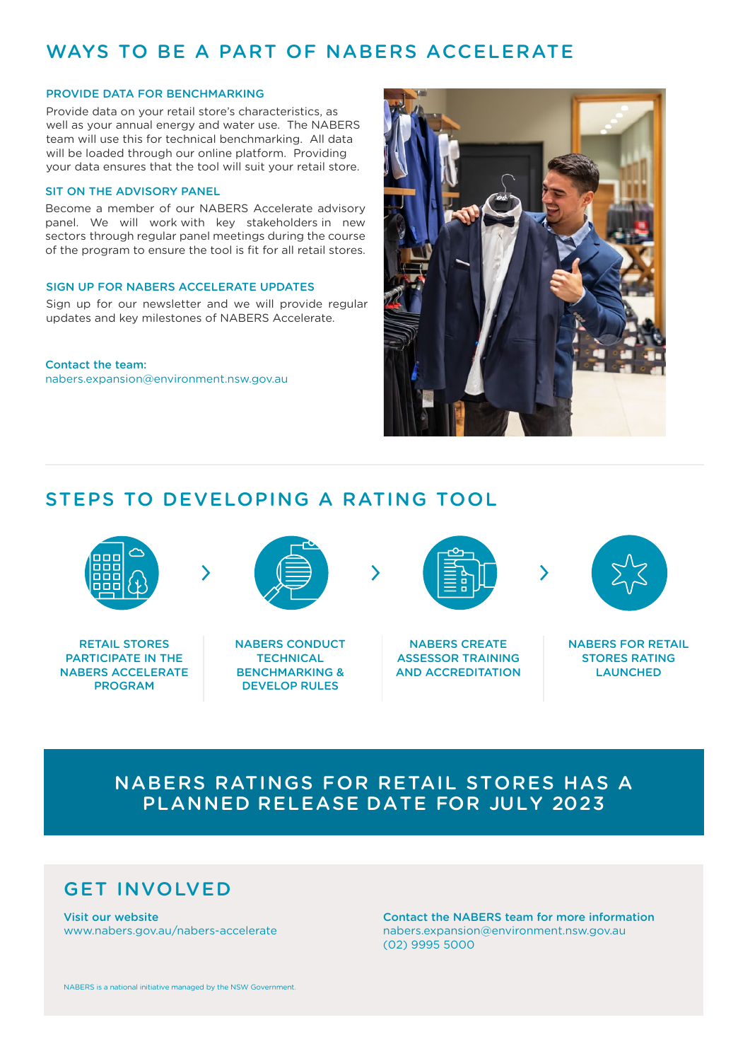# WAYS TO BE A PART OF NABERS ACCELERATE

### PROVIDE DATA FOR BENCHMARKING

Provide data on your retail store's characteristics, as well as your annual energy and water use. The NABERS team will use this for technical benchmarking. All data will be loaded through our online platform. Providing your data ensures that the tool will suit your retail store.

### SIT ON THE ADVISORY PANEL

Become a member of our NABERS Accelerate advisory panel. We will work with key stakeholders in new sectors through regular panel meetings during the course of the program to ensure the tool is fit for all retail stores.

### SIGN UP FOR NABERS ACCELERATE UPDATES

Sign up for our newsletter and we will provide regular updates and key milestones of NABERS Accelerate.

**Contact the team:**
nabers.expansion@environment.nsw.gov.au

# STEPS TO DEVELOPING A RATING TOOL

RETAIL STORES PARTICIPATE IN THE NABERS ACCELERATE PROGRAM

NABERS CONDUCT TECHNICAL BENCHMARKING & DEVELOP RULES

NABERS CREATE ASSESSOR TRAINING AND ACCREDITATION

NABERS FOR RETAIL STORES RATING LAUNCHED

## NABERS RATINGS FOR RETAIL STORES HAS A PLANNED RELEASE DATE FOR JULY 2023

# GET INVOLVED

**Visit our website**
www.nabers.gov.au/nabers-accelerate

**Contact the NABERS team for more information**
nabers.expansion@environment.nsw.gov.au
(02) 9995 5000

NABERS is a national initiative managed by the NSW Government.